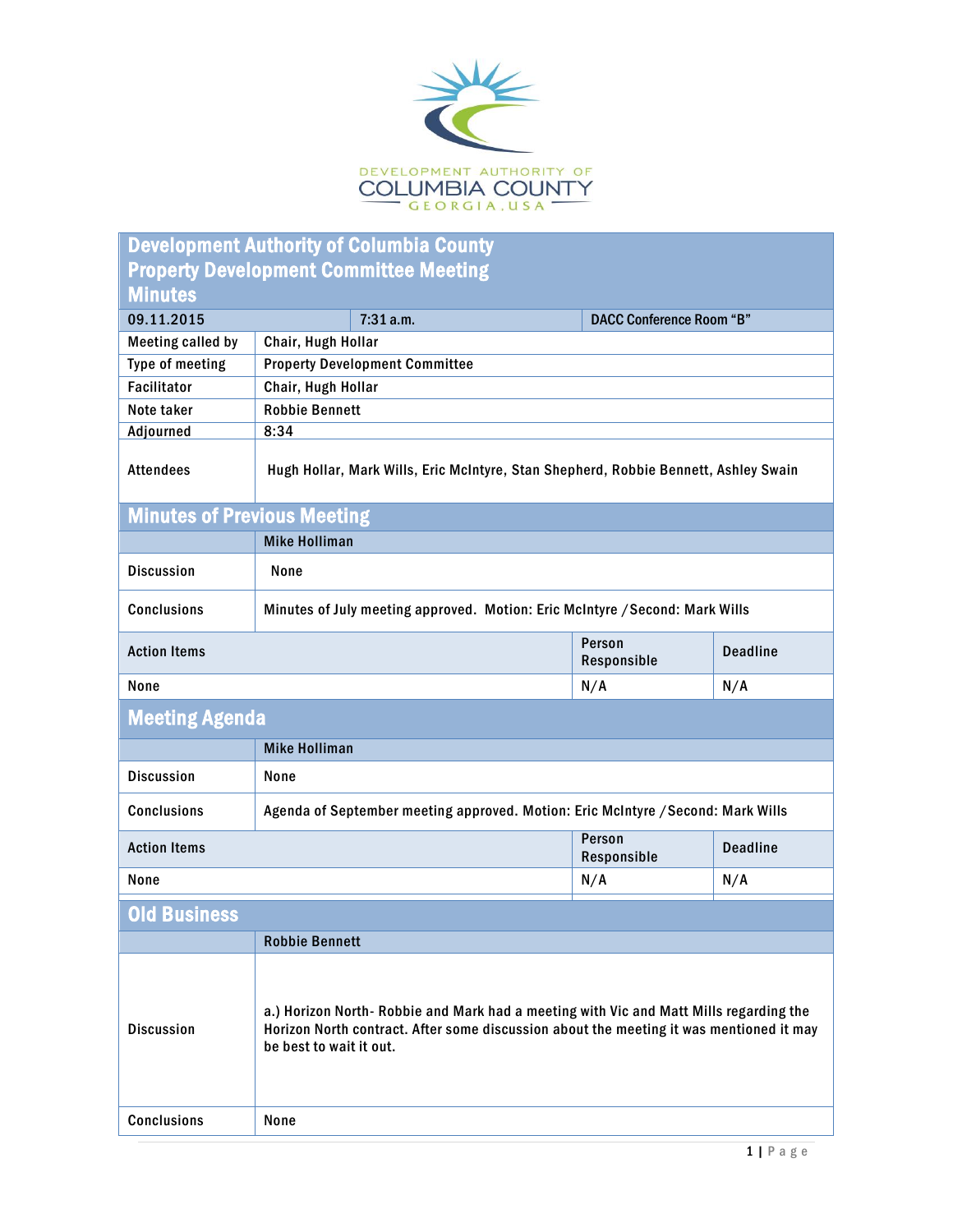DEVELOPMENT AUTHORITY OF COLUMBIA COUNTY GEORGIA, USA

# Development Authority of Columbia County Property Development Committee Meeting Minutes

| 09.11.2015 | 7:31 a.m. | DACC Conference Room "B" |
|---|---|---|

| | |
|---|---|
| Meeting called by | Chair, Hugh Hollar |
| Type of meeting | Property Development Committee |
| Facilitator | Chair, Hugh Hollar |
| Note taker | Robbie Bennett |
| Adjourned | 8:34 |
| Attendees | Hugh Hollar, Mark Wills, Eric McIntyre, Stan Shepherd, Robbie Bennett, Ashley Swain |

## Minutes of Previous Meeting

| | Mike Holliman |
|---|---|
| Discussion | None |
| Conclusions | Minutes of July meeting approved. Motion: Eric McIntyre /Second: Mark Wills |

| Action Items | Person Responsible | Deadline |
|---|---|---|
| None | N/A | N/A |

## Meeting Agenda

| | Mike Holliman |
|---|---|
| Discussion | None |
| Conclusions | Agenda of September meeting approved. Motion: Eric McIntyre /Second: Mark Wills |

| Action Items | Person Responsible | Deadline |
|---|---|---|
| None | N/A | N/A |

## Old Business

| | Robbie Bennett |
|---|---|
| Discussion | a.) Horizon North- Robbie and Mark had a meeting with Vic and Matt Mills regarding the Horizon North contract. After some discussion about the meeting it was mentioned it may be best to wait it out. |
| Conclusions | None |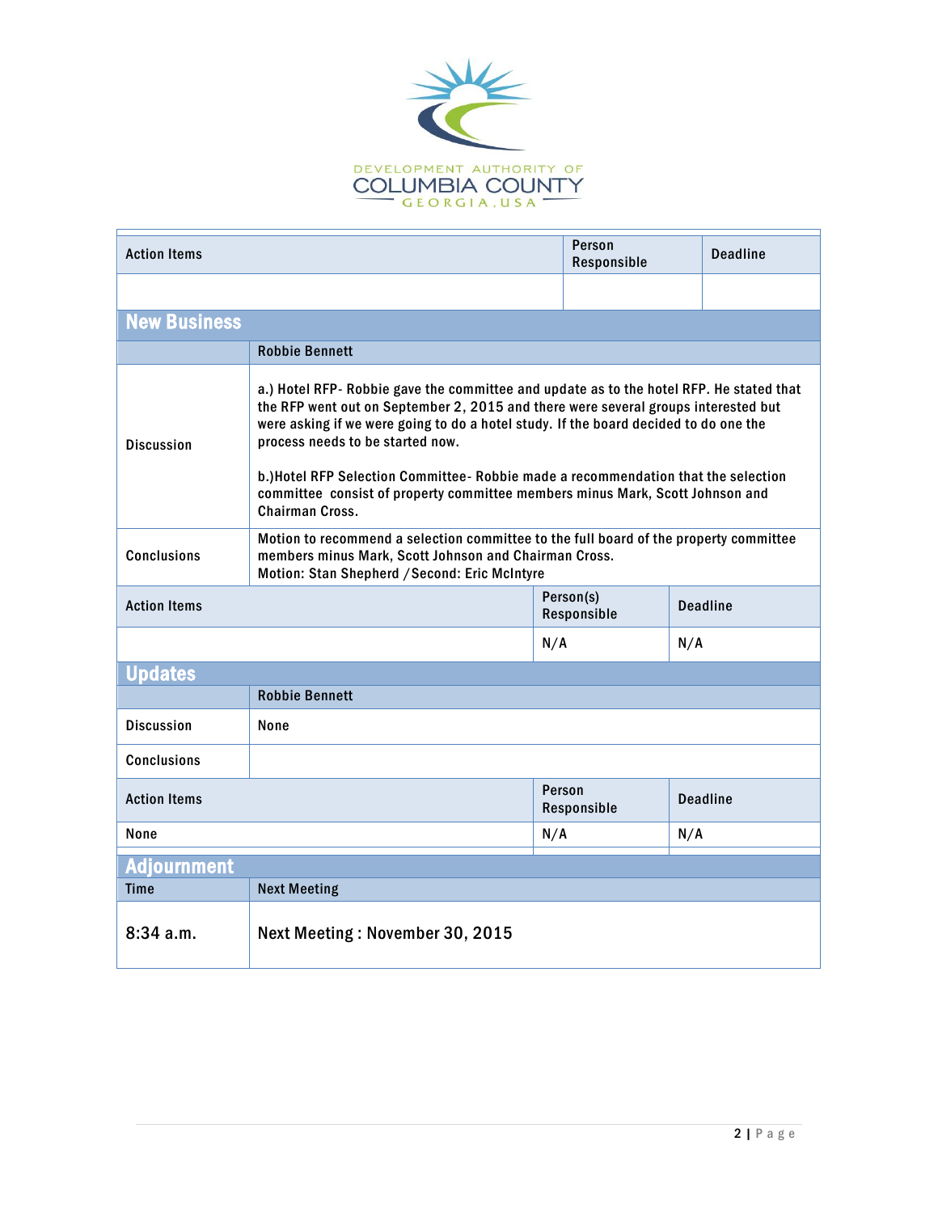DEVELOPMENT AUTHORITY OF
COLUMBIA COUNTY
GEORGIA, USA

| Action Items | Person Responsible | Deadline |
|---|---|---|
| | | |

## New Business

| | Robbie Bennett |
|---|---|
| Discussion | a.) Hotel RFP- Robbie gave the committee and update as to the hotel RFP. He stated that the RFP went out on September 2, 2015 and there were several groups interested but were asking if we were going to do a hotel study. If the board decided to do one the process needs to be started now.<br><br>b.)Hotel RFP Selection Committee- Robbie made a recommendation that the selection committee consist of property committee members minus Mark, Scott Johnson and Chairman Cross. |
| Conclusions | Motion to recommend a selection committee to the full board of the property committee members minus Mark, Scott Johnson and Chairman Cross.<br>Motion: Stan Shepherd /Second: Eric McIntyre |

| Action Items | Person(s) Responsible | Deadline |
|---|---|---|
| | N/A | N/A |

## Updates

| | Robbie Bennett |
|---|---|
| Discussion | None |
| Conclusions | |

| Action Items | Person Responsible | Deadline |
|---|---|---|
| None | N/A | N/A |

## Adjournment

| Time | Next Meeting |
|---|---|
| 8:34 a.m. | Next Meeting : November 30, 2015 |